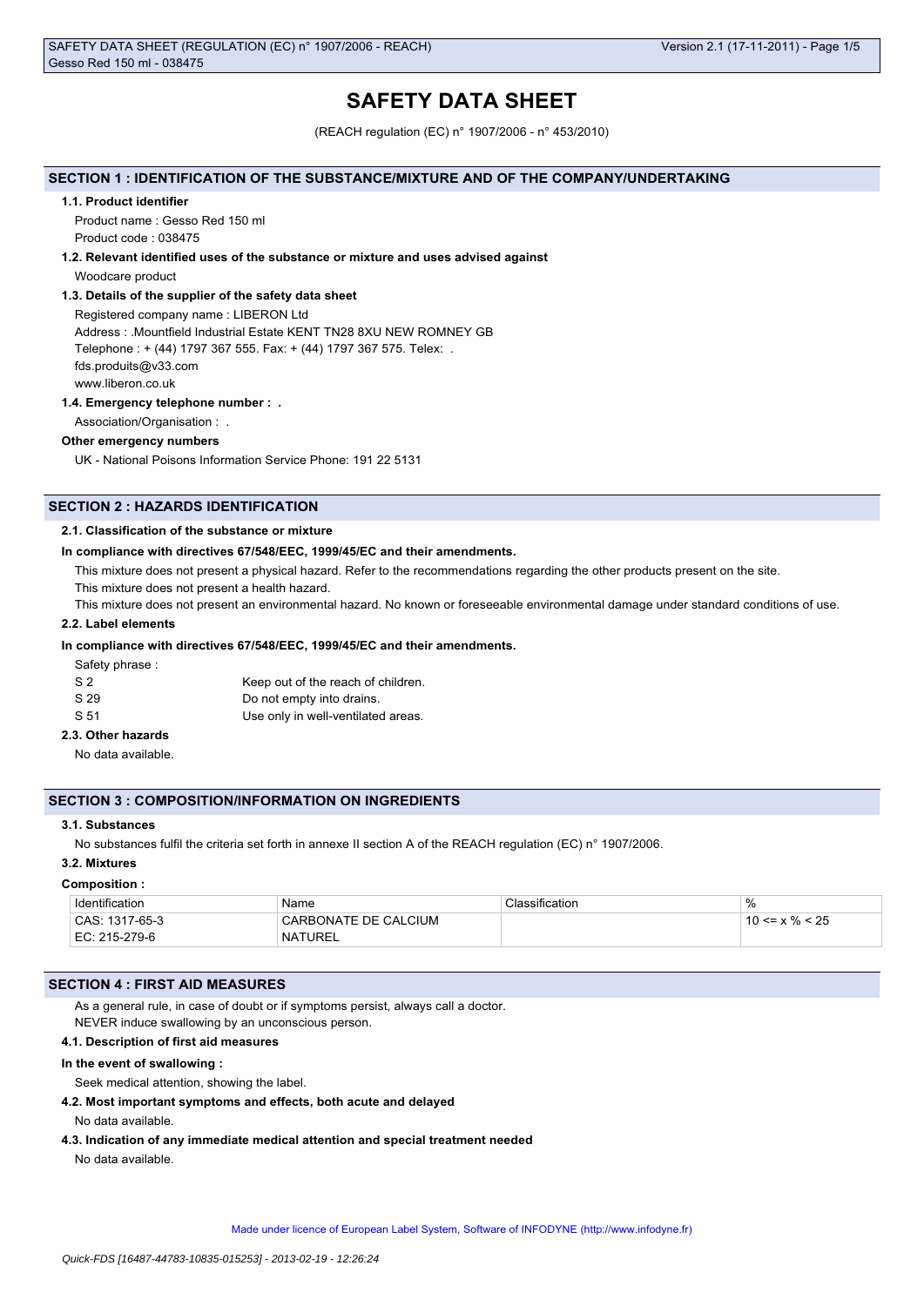# SAFETY DATA SHEET

(REACH regulation (EC) n° 1907/2006 - n° 453/2010)

## SECTION 1 : IDENTIFICATION OF THE SUBSTANCE/MIXTURE AND OF THE COMPANY/UNDERTAKING

### 1.1. Product identifier

Product name : Gesso Red 150 ml

Product code : 038475

### 1.2. Relevant identified uses of the substance or mixture and uses advised against

Woodcare product

### 1.3. Details of the supplier of the safety data sheet

Registered company name : LIBERON Ltd

Address : .Mountfield Industrial Estate KENT TN28 8XU NEW ROMNEY GB

Telephone : + (44) 1797 367 555. Fax: + (44) 1797 367 575. Telex: .

fds.produits@v33.com

www.liberon.co.uk

### 1.4. Emergency telephone number : .

Association/Organisation : .

**Other emergency numbers**

UK - National Poisons Information Service Phone: 191 22 5131

## SECTION 2 : HAZARDS IDENTIFICATION

### 2.1. Classification of the substance or mixture

**In compliance with directives 67/548/EEC, 1999/45/EC and their amendments.**

This mixture does not present a physical hazard. Refer to the recommendations regarding the other products present on the site.

This mixture does not present a health hazard.

This mixture does not present an environmental hazard. No known or foreseeable environmental damage under standard conditions of use.

### 2.2. Label elements

**In compliance with directives 67/548/EEC, 1999/45/EC and their amendments.**

Safety phrase :

| | |
|---|---|
| S 2 | Keep out of the reach of children. |
| S 29 | Do not empty into drains. |
| S 51 | Use only in well-ventilated areas. |

### 2.3. Other hazards

No data available.

## SECTION 3 : COMPOSITION/INFORMATION ON INGREDIENTS

### 3.1. Substances

No substances fulfil the criteria set forth in annexe II section A of the REACH regulation (EC) n° 1907/2006.

### 3.2. Mixtures

**Composition :**

| Identification | Name | Classification | % |
|---|---|---|---|
| CAS: 1317-65-3<br>EC: 215-279-6 | CARBONATE DE CALCIUM NATUREL | | 10 <= x % < 25 |

## SECTION 4 : FIRST AID MEASURES

As a general rule, in case of doubt or if symptoms persist, always call a doctor.

NEVER induce swallowing by an unconscious person.

### 4.1. Description of first aid measures

**In the event of swallowing :**

Seek medical attention, showing the label.

### 4.2. Most important symptoms and effects, both acute and delayed

No data available.

### 4.3. Indication of any immediate medical attention and special treatment needed

No data available.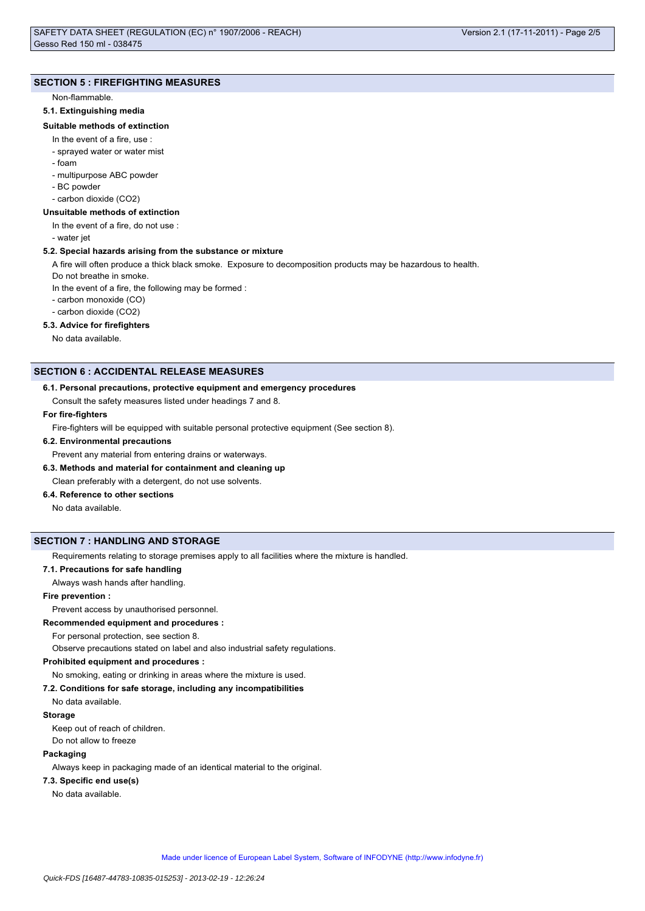## SECTION 5 : FIREFIGHTING MEASURES

Non-flammable.

### 5.1. Extinguishing media

**Suitable methods of extinction**

In the event of a fire, use :

- sprayed water or water mist
- foam
- multipurpose ABC powder
- BC powder
- carbon dioxide ($CO_2$)

**Unsuitable methods of extinction**

In the event of a fire, do not use :

- water jet

### 5.2. Special hazards arising from the substance or mixture

A fire will often produce a thick black smoke. Exposure to decomposition products may be hazardous to health.

Do not breathe in smoke.

In the event of a fire, the following may be formed :

- carbon monoxide (CO)
- carbon dioxide ($CO_2$)

### 5.3. Advice for firefighters

No data available.

## SECTION 6 : ACCIDENTAL RELEASE MEASURES

### 6.1. Personal precautions, protective equipment and emergency procedures

Consult the safety measures listed under headings 7 and 8.

**For fire-fighters**

Fire-fighters will be equipped with suitable personal protective equipment (See section 8).

### 6.2. Environmental precautions

Prevent any material from entering drains or waterways.

### 6.3. Methods and material for containment and cleaning up

Clean preferably with a detergent, do not use solvents.

### 6.4. Reference to other sections

No data available.

## SECTION 7 : HANDLING AND STORAGE

Requirements relating to storage premises apply to all facilities where the mixture is handled.

### 7.1. Precautions for safe handling

Always wash hands after handling.

**Fire prevention :**

Prevent access by unauthorised personnel.

**Recommended equipment and procedures :**

For personal protection, see section 8.

Observe precautions stated on label and also industrial safety regulations.

**Prohibited equipment and procedures :**

No smoking, eating or drinking in areas where the mixture is used.

### 7.2. Conditions for safe storage, including any incompatibilities

No data available.

**Storage**

Keep out of reach of children.

Do not allow to freeze

**Packaging**

Always keep in packaging made of an identical material to the original.

### 7.3. Specific end use(s)

No data available.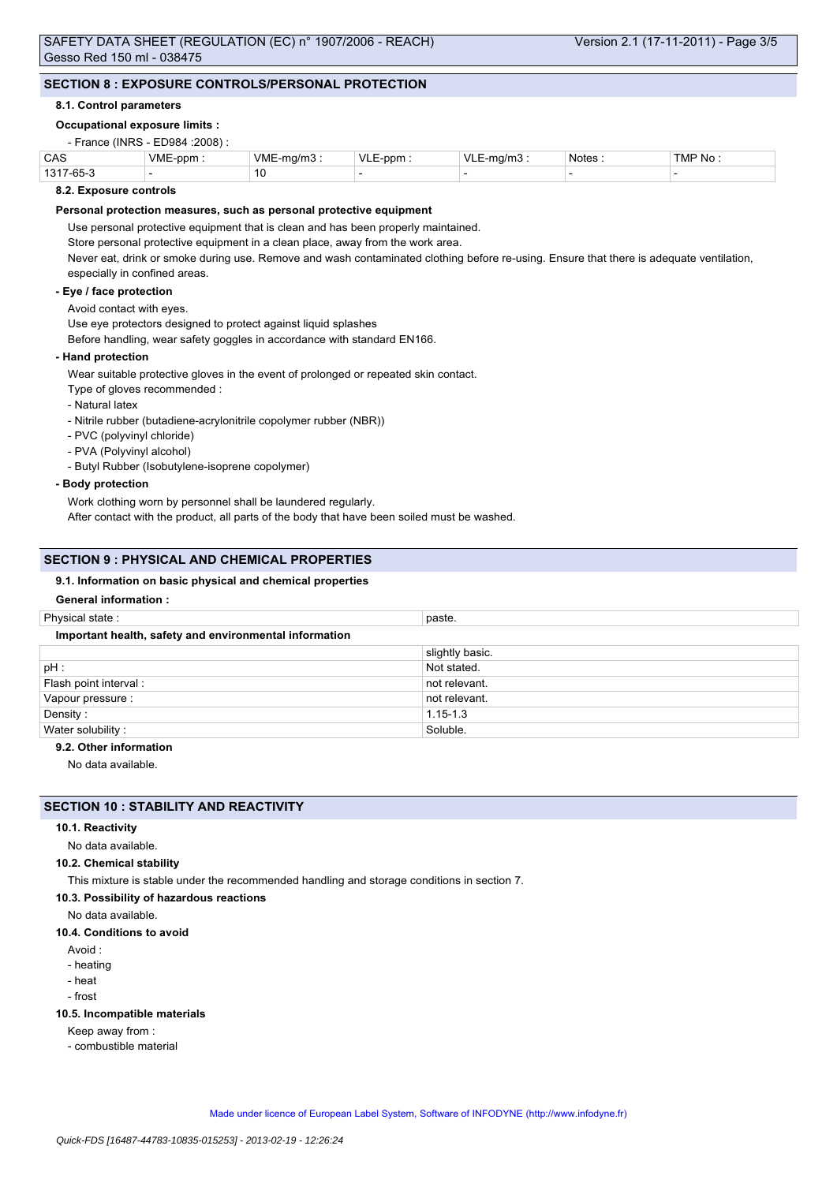## SECTION 8 : EXPOSURE CONTROLS/PERSONAL PROTECTION

### 8.1. Control parameters

**Occupational exposure limits :**

- France (INRS - ED984 :2008) :

| CAS | VME-ppm : | VME-mg/m3 : | VLE-ppm : | VLE-mg/m3 : | Notes : | TMP No : |
|---|---|---|---|---|---|---|
| 1317-65-3 | - | 10 | - | - | - | - |

### 8.2. Exposure controls

**Personal protection measures, such as personal protective equipment**

Use personal protective equipment that is clean and has been properly maintained.

Store personal protective equipment in a clean place, away from the work area.

Never eat, drink or smoke during use. Remove and wash contaminated clothing before re-using. Ensure that there is adequate ventilation, especially in confined areas.

**- Eye / face protection**

Avoid contact with eyes.

Use eye protectors designed to protect against liquid splashes

Before handling, wear safety goggles in accordance with standard EN166.

**- Hand protection**

Wear suitable protective gloves in the event of prolonged or repeated skin contact.

Type of gloves recommended :

- Natural latex
- Nitrile rubber (butadiene-acrylonitrile copolymer rubber (NBR))
- PVC (polyvinyl chloride)
- PVA (Polyvinyl alcohol)
- Butyl Rubber (Isobutylene-isoprene copolymer)

**- Body protection**

Work clothing worn by personnel shall be laundered regularly.

After contact with the product, all parts of the body that have been soiled must be washed.

## SECTION 9 : PHYSICAL AND CHEMICAL PROPERTIES

### 9.1. Information on basic physical and chemical properties

**General information :**

| Physical state : | paste. |
|---|---|

**Important health, safety and environmental information**

| | slightly basic. |
|---|---|
| pH : | Not stated. |
| Flash point interval : | not relevant. |
| Vapour pressure : | not relevant. |
| Density : | 1.15-1.3 |
| Water solubility : | Soluble. |

### 9.2. Other information

No data available.

## SECTION 10 : STABILITY AND REACTIVITY

### 10.1. Reactivity

No data available.

### 10.2. Chemical stability

This mixture is stable under the recommended handling and storage conditions in section 7.

### 10.3. Possibility of hazardous reactions

No data available.

### 10.4. Conditions to avoid

Avoid :

- heating
- heat
- frost

### 10.5. Incompatible materials

Keep away from :

- combustible material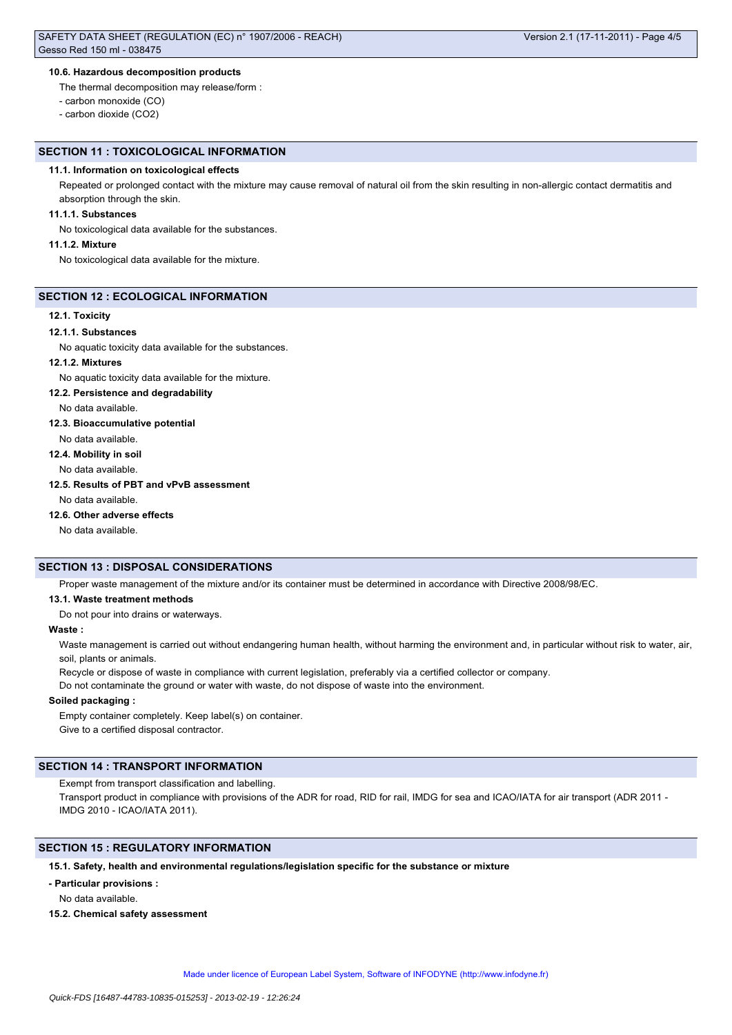#### 10.6. Hazardous decomposition products

The thermal decomposition may release/form :

- carbon monoxide (CO)
- carbon dioxide ($CO_2$)

## SECTION 11 : TOXICOLOGICAL INFORMATION

#### 11.1. Information on toxicological effects

Repeated or prolonged contact with the mixture may cause removal of natural oil from the skin resulting in non-allergic contact dermatitis and absorption through the skin.

#### 11.1.1. Substances

No toxicological data available for the substances.

#### 11.1.2. Mixture

No toxicological data available for the mixture.

## SECTION 12 : ECOLOGICAL INFORMATION

#### 12.1. Toxicity

#### 12.1.1. Substances

No aquatic toxicity data available for the substances.

#### 12.1.2. Mixtures

No aquatic toxicity data available for the mixture.

#### 12.2. Persistence and degradability

No data available.

#### 12.3. Bioaccumulative potential

No data available.

#### 12.4. Mobility in soil

No data available.

#### 12.5. Results of PBT and vPvB assessment

No data available.

#### 12.6. Other adverse effects

No data available.

## SECTION 13 : DISPOSAL CONSIDERATIONS

Proper waste management of the mixture and/or its container must be determined in accordance with Directive 2008/98/EC.

#### 13.1. Waste treatment methods

Do not pour into drains or waterways.

**Waste :**

Waste management is carried out without endangering human health, without harming the environment and, in particular without risk to water, air, soil, plants or animals.

Recycle or dispose of waste in compliance with current legislation, preferably via a certified collector or company.

Do not contaminate the ground or water with waste, do not dispose of waste into the environment.

**Soiled packaging :**

Empty container completely. Keep label(s) on container.

Give to a certified disposal contractor.

## SECTION 14 : TRANSPORT INFORMATION

Exempt from transport classification and labelling.

Transport product in compliance with provisions of the ADR for road, RID for rail, IMDG for sea and ICAO/IATA for air transport (ADR 2011 - IMDG 2010 - ICAO/IATA 2011).

## SECTION 15 : REGULATORY INFORMATION

#### 15.1. Safety, health and environmental regulations/legislation specific for the substance or mixture

**- Particular provisions :**

No data available.

#### 15.2. Chemical safety assessment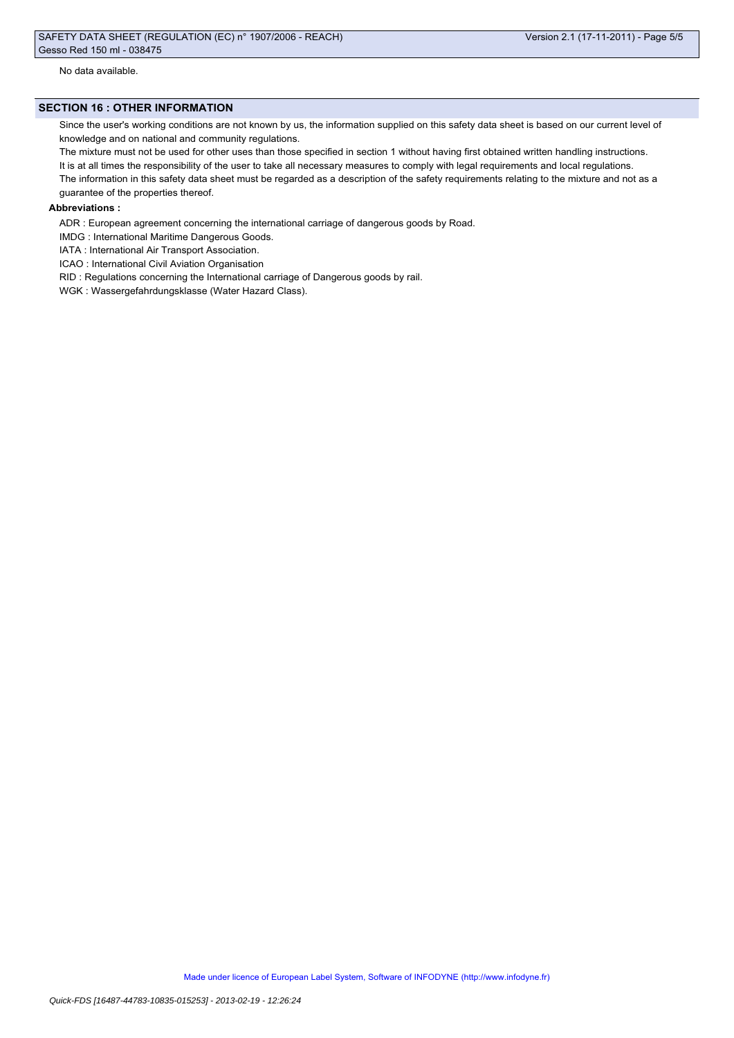No data available.

## SECTION 16 : OTHER INFORMATION

Since the user's working conditions are not known by us, the information supplied on this safety data sheet is based on our current level of knowledge and on national and community regulations.

The mixture must not be used for other uses than those specified in section 1 without having first obtained written handling instructions.

It is at all times the responsibility of the user to take all necessary measures to comply with legal requirements and local regulations.

The information in this safety data sheet must be regarded as a description of the safety requirements relating to the mixture and not as a guarantee of the properties thereof.

**Abbreviations :**

ADR : European agreement concerning the international carriage of dangerous goods by Road.

IMDG : International Maritime Dangerous Goods.

IATA : International Air Transport Association.

ICAO : International Civil Aviation Organisation

RID : Regulations concerning the International carriage of Dangerous goods by rail.

WGK : Wassergefahrdungsklasse (Water Hazard Class).

Made under licence of European Label System, Software of INFODYNE (http://www.infodyne.fr)